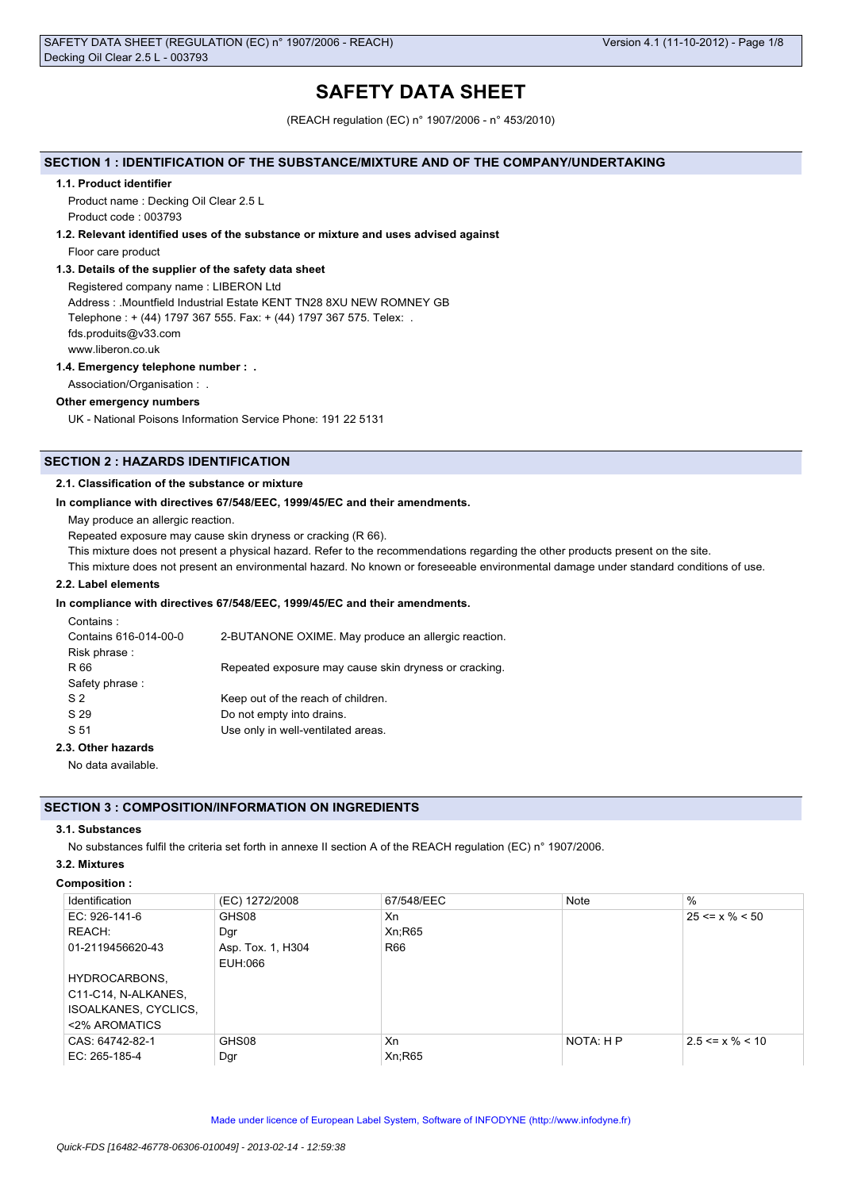# SAFETY DATA SHEET

(REACH regulation (EC) n° 1907/2006 - n° 453/2010)

## SECTION 1 : IDENTIFICATION OF THE SUBSTANCE/MIXTURE AND OF THE COMPANY/UNDERTAKING

### 1.1. Product identifier

Product name : Decking Oil Clear 2.5 L

Product code : 003793

### 1.2. Relevant identified uses of the substance or mixture and uses advised against

Floor care product

### 1.3. Details of the supplier of the safety data sheet

Registered company name : LIBERON Ltd

Address : .Mountfield Industrial Estate KENT TN28 8XU NEW ROMNEY GB

Telephone : + (44) 1797 367 555. Fax: + (44) 1797 367 575. Telex: .

fds.produits@v33.com

www.liberon.co.uk

### 1.4. Emergency telephone number : .

Association/Organisation : .

**Other emergency numbers**

UK - National Poisons Information Service Phone: 191 22 5131

## SECTION 2 : HAZARDS IDENTIFICATION

### 2.1. Classification of the substance or mixture

**In compliance with directives 67/548/EEC, 1999/45/EC and their amendments.**

May produce an allergic reaction.

Repeated exposure may cause skin dryness or cracking (R 66).

This mixture does not present a physical hazard. Refer to the recommendations regarding the other products present on the site.

This mixture does not present an environmental hazard. No known or foreseeable environmental damage under standard conditions of use.

### 2.2. Label elements

**In compliance with directives 67/548/EEC, 1999/45/EC and their amendments.**

Contains :

| | |
|---|---|
| Contains 616-014-00-0 | 2-BUTANONE OXIME. May produce an allergic reaction. |

Risk phrase :

| | |
|---|---|
| R 66 | Repeated exposure may cause skin dryness or cracking. |

Safety phrase :

| | |
|---|---|
| S 2 | Keep out of the reach of children. |
| S 29 | Do not empty into drains. |
| S 51 | Use only in well-ventilated areas. |

### 2.3. Other hazards

No data available.

## SECTION 3 : COMPOSITION/INFORMATION ON INGREDIENTS

### 3.1. Substances

No substances fulfil the criteria set forth in annexe II section A of the REACH regulation (EC) n° 1907/2006.

### 3.2. Mixtures

**Composition :**

| Identification | (EC) 1272/2008 | 67/548/EEC | Note | % |
|---|---|---|---|---|
| EC: 926-141-6<br>REACH:<br>01-2119456620-43<br><br>HYDROCARBONS,<br>C11-C14, N-ALKANES,<br>ISOALKANES, CYCLICS,<br><2% AROMATICS | GHS08<br>Dgr<br>Asp. Tox. 1, H304<br>EUH:066 | Xn<br>Xn;R65<br>R66 | | 25 <= x % < 50 |
| CAS: 64742-82-1<br>EC: 265-185-4 | GHS08<br>Dgr | Xn<br>Xn;R65 | NOTA: H P | 2.5 <= x % < 10 |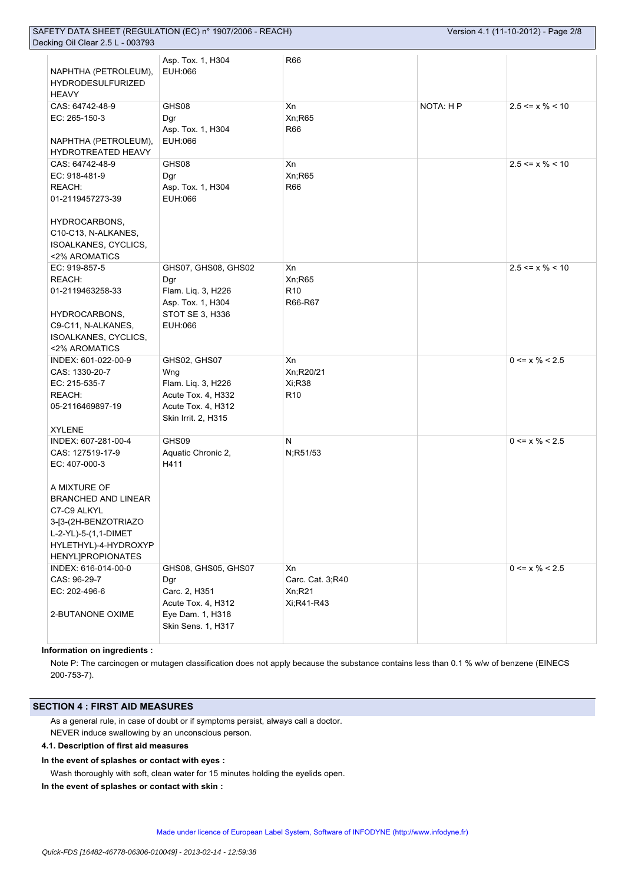| Identification | (EC) 1272/2008 | 67/548/EEC | Note | % |
|---|---|---|---|---|
| NAPHTHA (PETROLEUM), HYDRODESULFURIZED HEAVY | Asp. Tox. 1, H304<br>EUH:066 | R66 | | |
| CAS: 64742-48-9<br>EC: 265-150-3<br><br>NAPHTHA (PETROLEUM), HYDROTREATED HEAVY | GHS08<br>Dgr<br>Asp. Tox. 1, H304<br>EUH:066 | Xn<br>Xn;R65<br>R66 | NOTA: H P | 2.5 <= x % < 10 |
| CAS: 64742-48-9<br>EC: 918-481-9<br>REACH: 01-2119457273-39<br><br>HYDROCARBONS, C10-C13, N-ALKANES, ISOALKANES, CYCLICS, <2% AROMATICS | GHS08<br>Dgr<br>Asp. Tox. 1, H304<br>EUH:066 | Xn<br>Xn;R65<br>R66 | | 2.5 <= x % < 10 |
| EC: 919-857-5<br>REACH: 01-2119463258-33<br><br>HYDROCARBONS, C9-C11, N-ALKANES, ISOALKANES, CYCLICS, <2% AROMATICS | GHS07, GHS08, GHS02<br>Dgr<br>Flam. Liq. 3, H226<br>Asp. Tox. 1, H304<br>STOT SE 3, H336<br>EUH:066 | Xn<br>Xn;R65<br>R10<br>R66-R67 | | 2.5 <= x % < 10 |
| INDEX: 601-022-00-9<br>CAS: 1330-20-7<br>EC: 215-535-7<br>REACH: 05-2116469897-19<br><br>XYLENE | GHS02, GHS07<br>Wng<br>Flam. Liq. 3, H226<br>Acute Tox. 4, H332<br>Acute Tox. 4, H312<br>Skin Irrit. 2, H315 | Xn<br>Xn;R20/21<br>Xi;R38<br>R10 | | 0 <= x % < 2.5 |
| INDEX: 607-281-00-4<br>CAS: 127519-17-9<br>EC: 407-000-3<br><br>A MIXTURE OF BRANCHED AND LINEAR C7-C9 ALKYL 3-[3-(2H-BENZOTRIAZOL-2-YL)-5-(1,1-DIMETHYLETHYL)-4-HYDROXYPHENYL]PROPIONATES | GHS09<br>Aquatic Chronic 2, H411 | N<br>N;R51/53 | | 0 <= x % < 2.5 |
| INDEX: 616-014-00-0<br>CAS: 96-29-7<br>EC: 202-496-6<br><br>2-BUTANONE OXIME | GHS08, GHS05, GHS07<br>Dgr<br>Carc. 2, H351<br>Acute Tox. 4, H312<br>Eye Dam. 1, H318<br>Skin Sens. 1, H317 | Xn<br>Carc. Cat. 3;R40<br>Xn;R21<br>Xi;R41-R43 | | 0 <= x % < 2.5 |

**Information on ingredients :**

Note P: The carcinogen or mutagen classification does not apply because the substance contains less than 0.1 % w/w of benzene (EINECS 200-753-7).

## SECTION 4 : FIRST AID MEASURES

As a general rule, in case of doubt or if symptoms persist, always call a doctor.

NEVER induce swallowing by an unconscious person.

### 4.1. Description of first aid measures

**In the event of splashes or contact with eyes :**

Wash thoroughly with soft, clean water for 15 minutes holding the eyelids open.

**In the event of splashes or contact with skin :**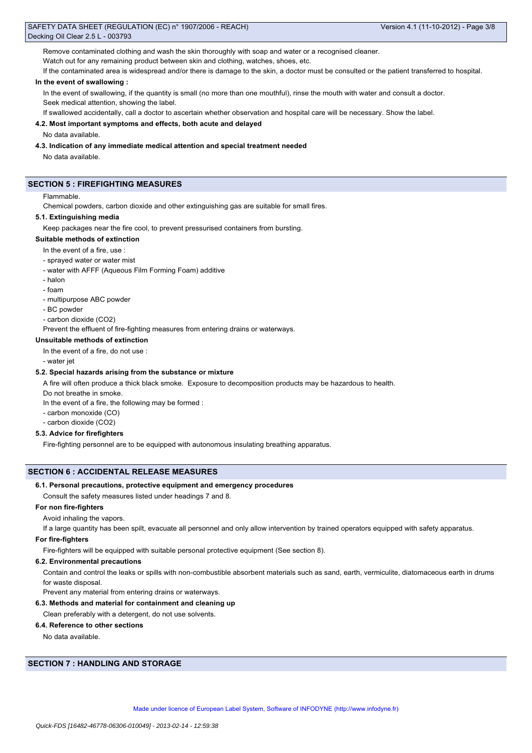Remove contaminated clothing and wash the skin thoroughly with soap and water or a recognised cleaner.

Watch out for any remaining product between skin and clothing, watches, shoes, etc.

If the contaminated area is widespread and/or there is damage to the skin, a doctor must be consulted or the patient transferred to hospital.

**In the event of swallowing :**

In the event of swallowing, if the quantity is small (no more than one mouthful), rinse the mouth with water and consult a doctor.

Seek medical attention, showing the label.

If swallowed accidentally, call a doctor to ascertain whether observation and hospital care will be necessary. Show the label.

**4.2. Most important symptoms and effects, both acute and delayed**

No data available.

**4.3. Indication of any immediate medical attention and special treatment needed**

No data available.

## SECTION 5 : FIREFIGHTING MEASURES

Flammable.

Chemical powders, carbon dioxide and other extinguishing gas are suitable for small fires.

**5.1. Extinguishing media**

Keep packages near the fire cool, to prevent pressurised containers from bursting.

**Suitable methods of extinction**

In the event of a fire, use :

- sprayed water or water mist
- water with AFFF (Aqueous Film Forming Foam) additive
- halon
- foam
- multipurpose ABC powder
- BC powder
- carbon dioxide ($CO_2$)

Prevent the effluent of fire-fighting measures from entering drains or waterways.

**Unsuitable methods of extinction**

In the event of a fire, do not use :

- water jet

**5.2. Special hazards arising from the substance or mixture**

A fire will often produce a thick black smoke. Exposure to decomposition products may be hazardous to health.

Do not breathe in smoke.

In the event of a fire, the following may be formed :

- carbon monoxide (CO)
- carbon dioxide ($CO_2$)

**5.3. Advice for firefighters**

Fire-fighting personnel are to be equipped with autonomous insulating breathing apparatus.

## SECTION 6 : ACCIDENTAL RELEASE MEASURES

**6.1. Personal precautions, protective equipment and emergency procedures**

Consult the safety measures listed under headings 7 and 8.

**For non fire-fighters**

Avoid inhaling the vapors.

If a large quantity has been spilt, evacuate all personnel and only allow intervention by trained operators equipped with safety apparatus.

**For fire-fighters**

Fire-fighters will be equipped with suitable personal protective equipment (See section 8).

**6.2. Environmental precautions**

Contain and control the leaks or spills with non-combustible absorbent materials such as sand, earth, vermiculite, diatomaceous earth in drums for waste disposal.

Prevent any material from entering drains or waterways.

**6.3. Methods and material for containment and cleaning up**

Clean preferably with a detergent, do not use solvents.

**6.4. Reference to other sections**

No data available.

## SECTION 7 : HANDLING AND STORAGE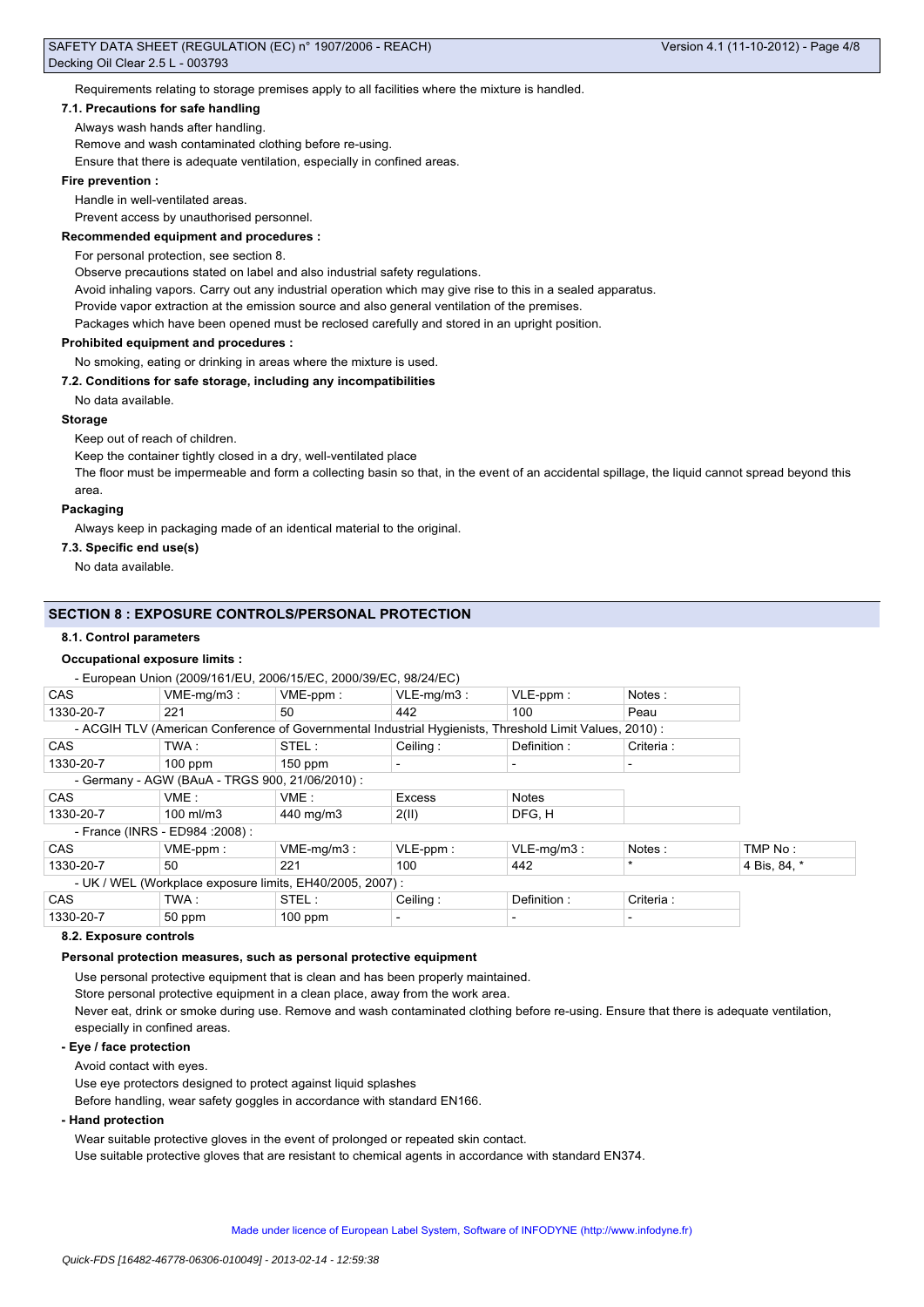Requirements relating to storage premises apply to all facilities where the mixture is handled.

### 7.1. Precautions for safe handling

Always wash hands after handling.

Remove and wash contaminated clothing before re-using.

Ensure that there is adequate ventilation, especially in confined areas.

**Fire prevention :**

Handle in well-ventilated areas.

Prevent access by unauthorised personnel.

**Recommended equipment and procedures :**

For personal protection, see section 8.

Observe precautions stated on label and also industrial safety regulations.

Avoid inhaling vapors. Carry out any industrial operation which may give rise to this in a sealed apparatus.

Provide vapor extraction at the emission source and also general ventilation of the premises.

Packages which have been opened must be reclosed carefully and stored in an upright position.

**Prohibited equipment and procedures :**

No smoking, eating or drinking in areas where the mixture is used.

### 7.2. Conditions for safe storage, including any incompatibilities

No data available.

**Storage**

Keep out of reach of children.

Keep the container tightly closed in a dry, well-ventilated place

The floor must be impermeable and form a collecting basin so that, in the event of an accidental spillage, the liquid cannot spread beyond this area.

**Packaging**

Always keep in packaging made of an identical material to the original.

### 7.3. Specific end use(s)

No data available.

## SECTION 8 : EXPOSURE CONTROLS/PERSONAL PROTECTION

### 8.1. Control parameters

**Occupational exposure limits :**

- European Union (2009/161/EU, 2006/15/EC, 2000/39/EC, 98/24/EC)

| CAS | VME-mg/m3 : | VME-ppm : | VLE-mg/m3 : | VLE-ppm : | Notes : |
|---|---|---|---|---|---|
| 1330-20-7 | 221 | 50 | 442 | 100 | Peau |

- ACGIH TLV (American Conference of Governmental Industrial Hygienists, Threshold Limit Values, 2010) :

| CAS | TWA : | STEL : | Ceiling : | Definition : | Criteria : |
|---|---|---|---|---|---|
| 1330-20-7 | 100 ppm | 150 ppm | - | - | - |

- Germany - AGW (BAuA - TRGS 900, 21/06/2010) :

| CAS | VME : | VME : | Excess | Notes |
|---|---|---|---|---|
| 1330-20-7 | 100 ml/m3 | 440 mg/m3 | 2(II) | DFG, H |

- France (INRS - ED984 :2008) :

| CAS | VME-ppm : | VME-mg/m3 : | VLE-ppm : | VLE-mg/m3 : | Notes : | TMP No : |
|---|---|---|---|---|---|---|
| 1330-20-7 | 50 | 221 | 100 | 442 | * | 4 Bis, 84, * |

- UK / WEL (Workplace exposure limits, EH40/2005, 2007) :

| CAS | TWA : | STEL : | Ceiling : | Definition : | Criteria : |
|---|---|---|---|---|---|
| 1330-20-7 | 50 ppm | 100 ppm | - | - | - |

### 8.2. Exposure controls

**Personal protection measures, such as personal protective equipment**

Use personal protective equipment that is clean and has been properly maintained.

Store personal protective equipment in a clean place, away from the work area.

Never eat, drink or smoke during use. Remove and wash contaminated clothing before re-using. Ensure that there is adequate ventilation, especially in confined areas.

**- Eye / face protection**

Avoid contact with eyes.

Use eye protectors designed to protect against liquid splashes

Before handling, wear safety goggles in accordance with standard EN166.

**- Hand protection**

Wear suitable protective gloves in the event of prolonged or repeated skin contact.

Use suitable protective gloves that are resistant to chemical agents in accordance with standard EN374.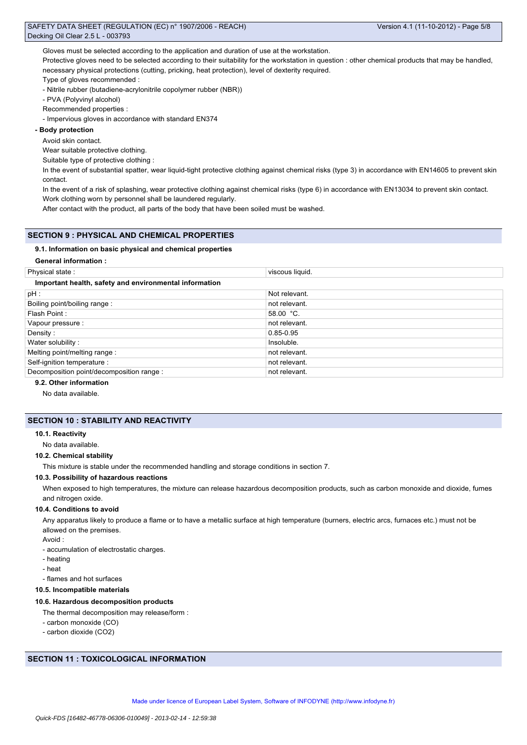Gloves must be selected according to the application and duration of use at the workstation.

Protective gloves need to be selected according to their suitability for the workstation in question : other chemical products that may be handled, necessary physical protections (cutting, pricking, heat protection), level of dexterity required.

Type of gloves recommended :

- Nitrile rubber (butadiene-acrylonitrile copolymer rubber (NBR))
- PVA (Polyvinyl alcohol)

Recommended properties :

- Impervious gloves in accordance with standard EN374

**- Body protection**

Avoid skin contact.

Wear suitable protective clothing.

Suitable type of protective clothing :

In the event of substantial spatter, wear liquid-tight protective clothing against chemical risks (type 3) in accordance with EN14605 to prevent skin contact.

In the event of a risk of splashing, wear protective clothing against chemical risks (type 6) in accordance with EN13034 to prevent skin contact.

Work clothing worn by personnel shall be laundered regularly.

After contact with the product, all parts of the body that have been soiled must be washed.

## SECTION 9 : PHYSICAL AND CHEMICAL PROPERTIES

### 9.1. Information on basic physical and chemical properties

**General information :**

| Physical state : | viscous liquid. |
|---|---|

**Important health, safety and environmental information**

| pH : | Not relevant. |
|---|---|
| Boiling point/boiling range : | not relevant. |
| Flash Point : | 58.00 °C. |
| Vapour pressure : | not relevant. |
| Density : | 0.85-0.95 |
| Water solubility : | Insoluble. |
| Melting point/melting range : | not relevant. |
| Self-ignition temperature : | not relevant. |
| Decomposition point/decomposition range : | not relevant. |

### 9.2. Other information

No data available.

## SECTION 10 : STABILITY AND REACTIVITY

### 10.1. Reactivity

No data available.

### 10.2. Chemical stability

This mixture is stable under the recommended handling and storage conditions in section 7.

### 10.3. Possibility of hazardous reactions

When exposed to high temperatures, the mixture can release hazardous decomposition products, such as carbon monoxide and dioxide, fumes and nitrogen oxide.

### 10.4. Conditions to avoid

Any apparatus likely to produce a flame or to have a metallic surface at high temperature (burners, electric arcs, furnaces etc.) must not be allowed on the premises.

Avoid :

- accumulation of electrostatic charges.
- heating
- heat
- flames and hot surfaces

### 10.5. Incompatible materials

### 10.6. Hazardous decomposition products

The thermal decomposition may release/form :

- carbon monoxide (CO)
- carbon dioxide ($CO_2$)

## SECTION 11 : TOXICOLOGICAL INFORMATION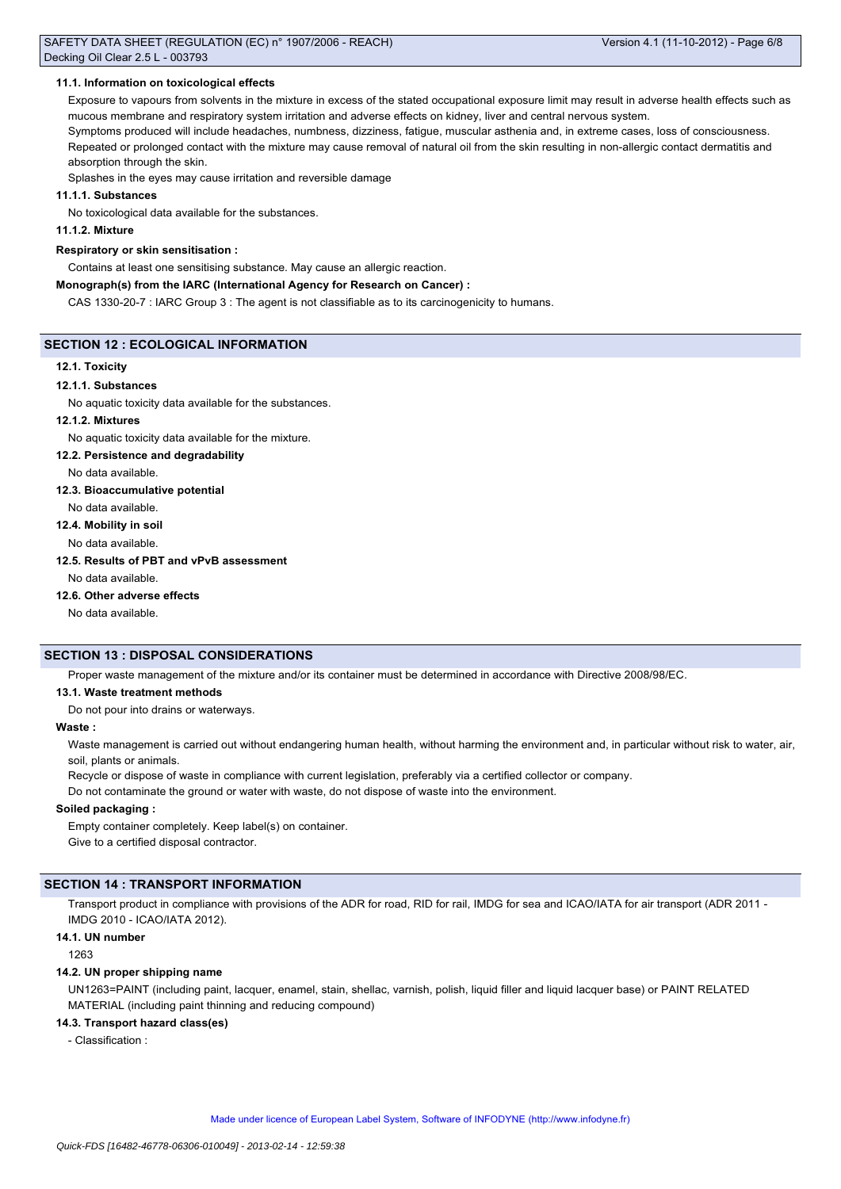#### 11.1. Information on toxicological effects

Exposure to vapours from solvents in the mixture in excess of the stated occupational exposure limit may result in adverse health effects such as mucous membrane and respiratory system irritation and adverse effects on kidney, liver and central nervous system.

Symptoms produced will include headaches, numbness, dizziness, fatigue, muscular asthenia and, in extreme cases, loss of consciousness.

Repeated or prolonged contact with the mixture may cause removal of natural oil from the skin resulting in non-allergic contact dermatitis and absorption through the skin.

Splashes in the eyes may cause irritation and reversible damage

##### 11.1.1. Substances

No toxicological data available for the substances.

##### 11.1.2. Mixture

**Respiratory or skin sensitisation :**

Contains at least one sensitising substance. May cause an allergic reaction.

**Monograph(s) from the IARC (International Agency for Research on Cancer) :**

CAS 1330-20-7 : IARC Group 3 : The agent is not classifiable as to its carcinogenicity to humans.

## SECTION 12 : ECOLOGICAL INFORMATION

#### 12.1. Toxicity

##### 12.1.1. Substances

No aquatic toxicity data available for the substances.

##### 12.1.2. Mixtures

No aquatic toxicity data available for the mixture.

#### 12.2. Persistence and degradability

No data available.

#### 12.3. Bioaccumulative potential

No data available.

#### 12.4. Mobility in soil

No data available.

#### 12.5. Results of PBT and vPvB assessment

No data available.

#### 12.6. Other adverse effects

No data available.

## SECTION 13 : DISPOSAL CONSIDERATIONS

Proper waste management of the mixture and/or its container must be determined in accordance with Directive 2008/98/EC.

#### 13.1. Waste treatment methods

Do not pour into drains or waterways.

**Waste :**

Waste management is carried out without endangering human health, without harming the environment and, in particular without risk to water, air, soil, plants or animals.

Recycle or dispose of waste in compliance with current legislation, preferably via a certified collector or company.

Do not contaminate the ground or water with waste, do not dispose of waste into the environment.

**Soiled packaging :**

Empty container completely. Keep label(s) on container.

Give to a certified disposal contractor.

## SECTION 14 : TRANSPORT INFORMATION

Transport product in compliance with provisions of the ADR for road, RID for rail, IMDG for sea and ICAO/IATA for air transport (ADR 2011 - IMDG 2010 - ICAO/IATA 2012).

#### 14.1. UN number

1263

#### 14.2. UN proper shipping name

UN1263=PAINT (including paint, lacquer, enamel, stain, shellac, varnish, polish, liquid filler and liquid lacquer base) or PAINT RELATED MATERIAL (including paint thinning and reducing compound)

#### 14.3. Transport hazard class(es)

- Classification :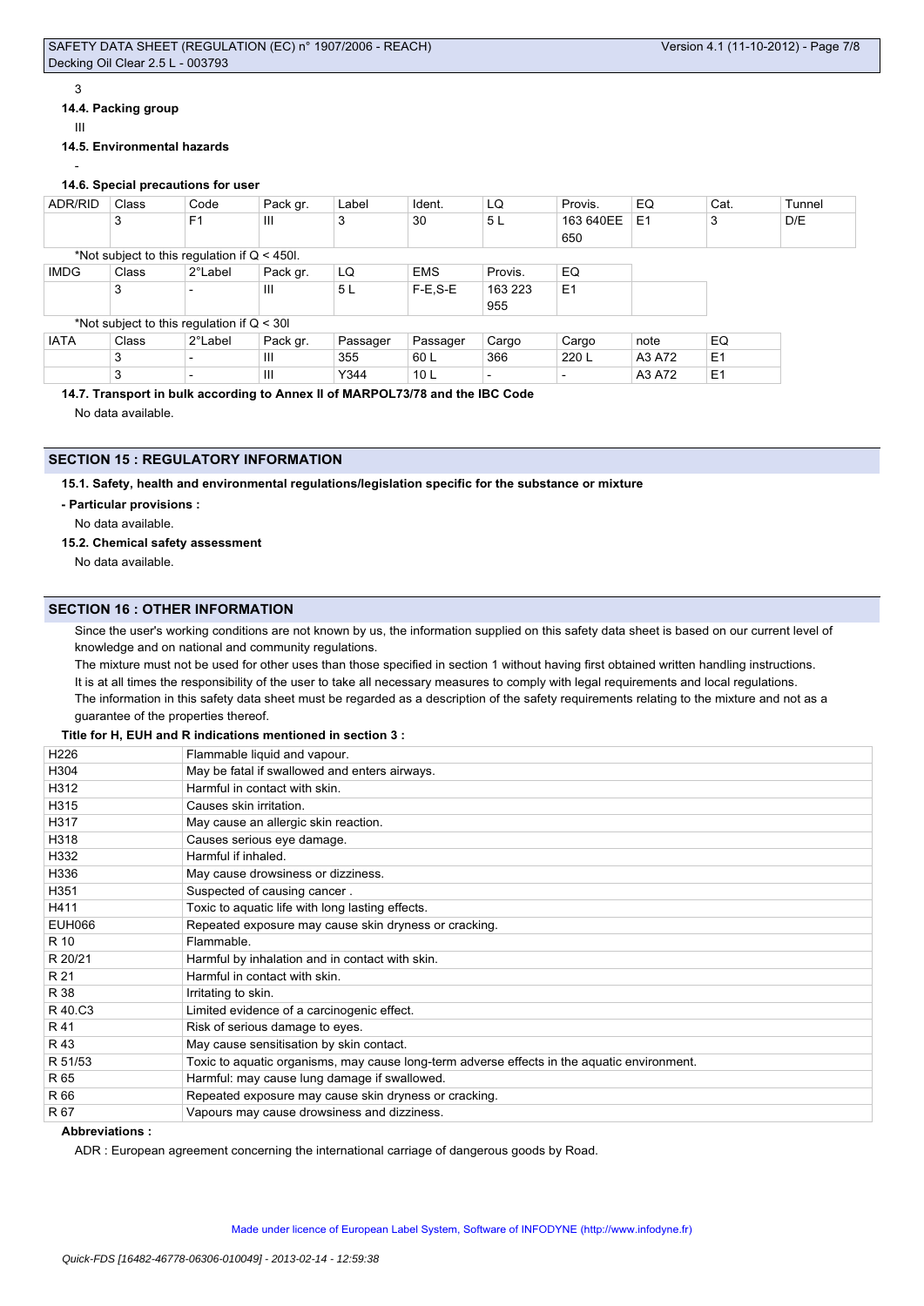3

#### 14.4. Packing group

III

#### 14.5. Environmental hazards

-

#### 14.6. Special precautions for user

| ADR/RID | Class | Code | Pack gr. | Label | Ident. | LQ | Provis. | EQ | Cat. | Tunnel |
|---|---|---|---|---|---|---|---|---|---|---|
| | 3 | F1 | III | 3 | 30 | 5 L | 163 640EE 650 | E1 | 3 | D/E |

*Not subject to this regulation if Q < 450l.

| IMDG | Class | 2°Label | Pack gr. | LQ | EMS | Provis. | EQ |
|---|---|---|---|---|---|---|---|
| | 3 | - | III | 5 L | F-E,S-E | 163 223 955 | E1 |

*Not subject to this regulation if Q < 30l

| IATA | Class | 2°Label | Pack gr. | Passager | Passager | Cargo | Cargo | note | EQ |
|---|---|---|---|---|---|---|---|---|---|
| | 3 | - | III | 355 | 60 L | 366 | 220 L | A3 A72 | E1 |
| | 3 | - | III | Y344 | 10 L | - | - | A3 A72 | E1 |

#### 14.7. Transport in bulk according to Annex II of MARPOL73/78 and the IBC Code

No data available.

## SECTION 15 : REGULATORY INFORMATION

#### 15.1. Safety, health and environmental regulations/legislation specific for the substance or mixture

**- Particular provisions :**

No data available.

#### 15.2. Chemical safety assessment

No data available.

## SECTION 16 : OTHER INFORMATION

Since the user's working conditions are not known by us, the information supplied on this safety data sheet is based on our current level of knowledge and on national and community regulations.

The mixture must not be used for other uses than those specified in section 1 without having first obtained written handling instructions.

It is at all times the responsibility of the user to take all necessary measures to comply with legal requirements and local regulations.

The information in this safety data sheet must be regarded as a description of the safety requirements relating to the mixture and not as a guarantee of the properties thereof.

**Title for H, EUH and R indications mentioned in section 3 :**

| | |
|---|---|
| H226 | Flammable liquid and vapour. |
| H304 | May be fatal if swallowed and enters airways. |
| H312 | Harmful in contact with skin. |
| H315 | Causes skin irritation. |
| H317 | May cause an allergic skin reaction. |
| H318 | Causes serious eye damage. |
| H332 | Harmful if inhaled. |
| H336 | May cause drowsiness or dizziness. |
| H351 | Suspected of causing cancer . |
| H411 | Toxic to aquatic life with long lasting effects. |
| EUH066 | Repeated exposure may cause skin dryness or cracking. |
| R 10 | Flammable. |
| R 20/21 | Harmful by inhalation and in contact with skin. |
| R 21 | Harmful in contact with skin. |
| R 38 | Irritating to skin. |
| R 40.C3 | Limited evidence of a carcinogenic effect. |
| R 41 | Risk of serious damage to eyes. |
| R 43 | May cause sensitisation by skin contact. |
| R 51/53 | Toxic to aquatic organisms, may cause long-term adverse effects in the aquatic environment. |
| R 65 | Harmful: may cause lung damage if swallowed. |
| R 66 | Repeated exposure may cause skin dryness or cracking. |
| R 67 | Vapours may cause drowsiness and dizziness. |

**Abbreviations :**

ADR : European agreement concerning the international carriage of dangerous goods by Road.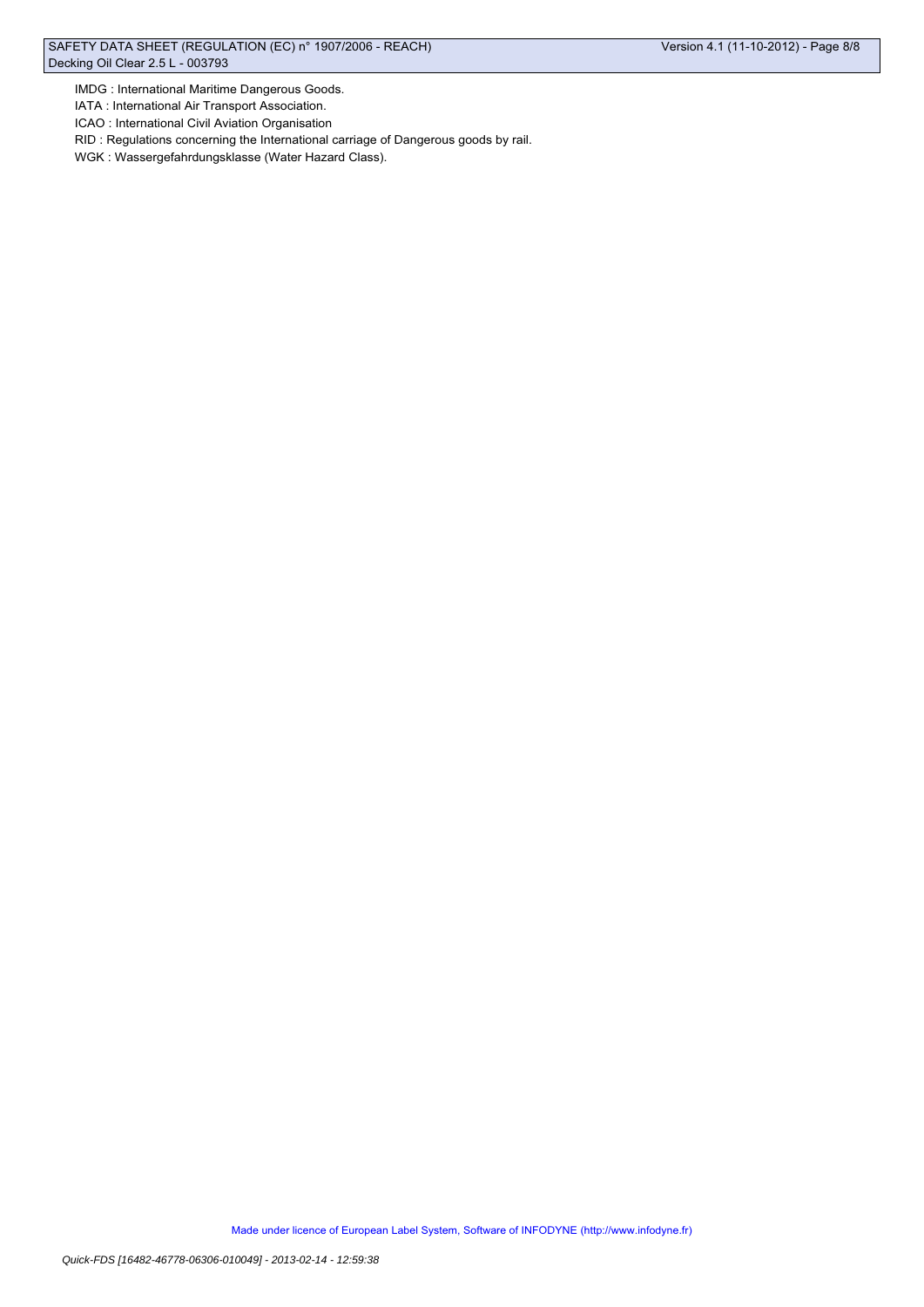IMDG : International Maritime Dangerous Goods.

IATA : International Air Transport Association.

ICAO : International Civil Aviation Organisation

RID : Regulations concerning the International carriage of Dangerous goods by rail.

WGK : Wassergefahrdungsklasse (Water Hazard Class).